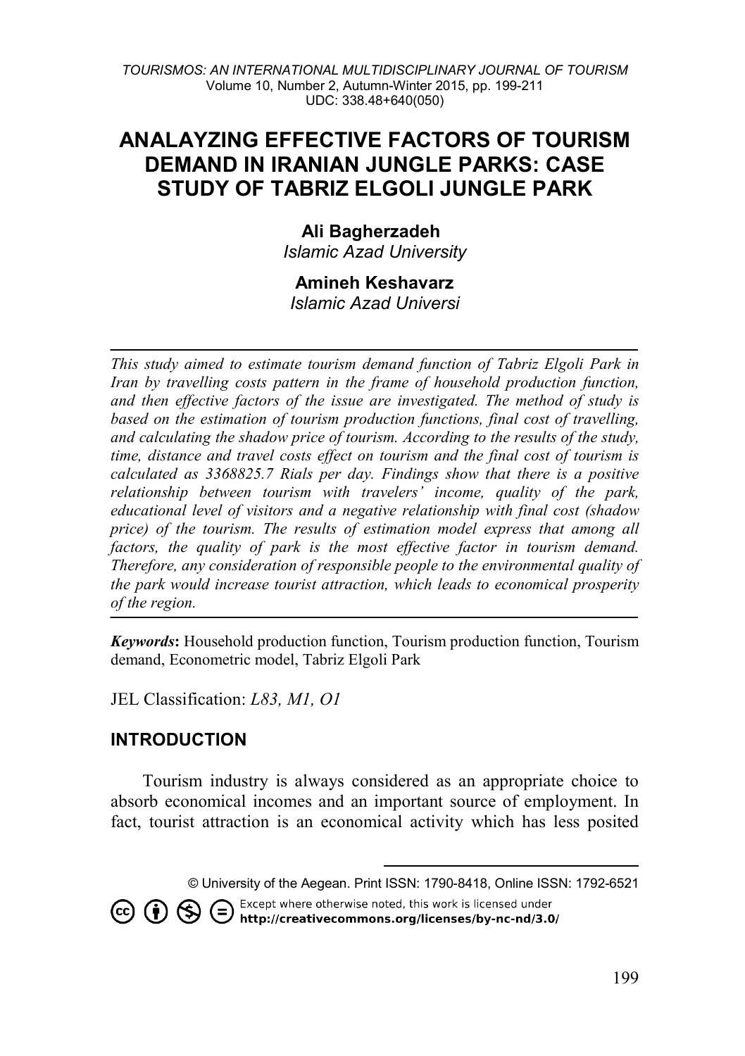# ANALAYZING EFFECTIVE FACTORS OF TOURISM DEMAND IN IRANIAN JUNGLE PARKS: CASE STUDY OF TABRIZ ELGOLI JUNGLE PARK

**Ali Bagherzadeh**
*Islamic Azad University*

**Amineh Keshavarz**
*Islamic Azad Universi*

---

*This study aimed to estimate tourism demand function of Tabriz Elgoli Park in Iran by travelling costs pattern in the frame of household production function, and then effective factors of the issue are investigated. The method of study is based on the estimation of tourism production functions, final cost of travelling, and calculating the shadow price of tourism. According to the results of the study, time, distance and travel costs effect on tourism and the final cost of tourism is calculated as 3368825.7 Rials per day. Findings show that there is a positive relationship between tourism with travelers' income, quality of the park, educational level of visitors and a negative relationship with final cost (shadow price) of the tourism. The results of estimation model express that among all factors, the quality of park is the most effective factor in tourism demand. Therefore, any consideration of responsible people to the environmental quality of the park would increase tourist attraction, which leads to economical prosperity of the region.*

---

***Keywords*:** Household production function, Tourism production function, Tourism demand, Econometric model, Tabriz Elgoli Park

JEL Classification: *L83, M1, O1*

## INTRODUCTION

Tourism industry is always considered as an appropriate choice to absorb economical incomes and an important source of employment. In fact, tourist attraction is an economical activity which has less posited

---

© University of the Aegean. Print ISSN: 1790-8418, Online ISSN: 1792-6521

Except where otherwise noted, this work is licensed under http://creativecommons.org/licenses/by-nc-nd/3.0/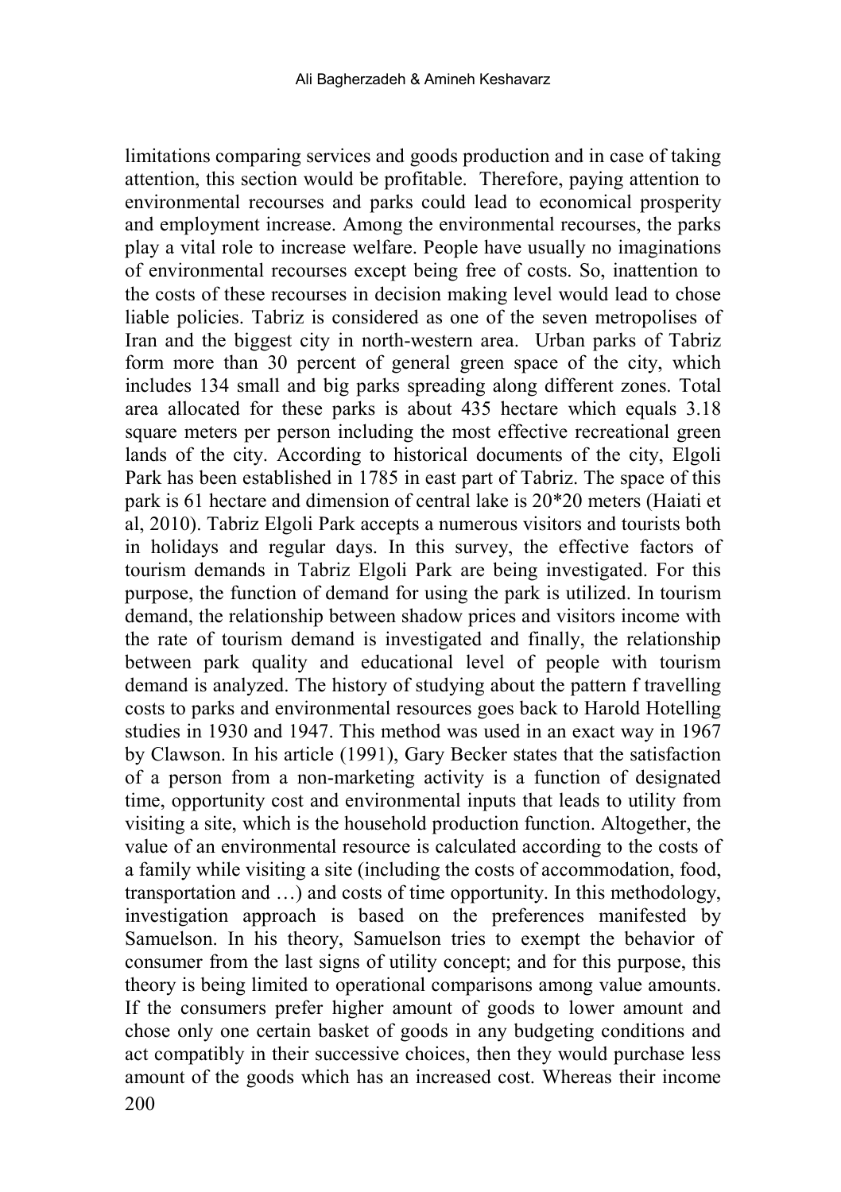limitations comparing services and goods production and in case of taking attention, this section would be profitable. Therefore, paying attention to environmental recourses and parks could lead to economical prosperity and employment increase. Among the environmental recourses, the parks play a vital role to increase welfare. People have usually no imaginations of environmental recourses except being free of costs. So, inattention to the costs of these recourses in decision making level would lead to chose liable policies. Tabriz is considered as one of the seven metropolises of Iran and the biggest city in north-western area. Urban parks of Tabriz form more than 30 percent of general green space of the city, which includes 134 small and big parks spreading along different zones. Total area allocated for these parks is about 435 hectare which equals 3.18 square meters per person including the most effective recreational green lands of the city. According to historical documents of the city, Elgoli Park has been established in 1785 in east part of Tabriz. The space of this park is 61 hectare and dimension of central lake is 20*20 meters (Haiati et al, 2010). Tabriz Elgoli Park accepts a numerous visitors and tourists both in holidays and regular days. In this survey, the effective factors of tourism demands in Tabriz Elgoli Park are being investigated. For this purpose, the function of demand for using the park is utilized. In tourism demand, the relationship between shadow prices and visitors income with the rate of tourism demand is investigated and finally, the relationship between park quality and educational level of people with tourism demand is analyzed. The history of studying about the pattern f travelling costs to parks and environmental resources goes back to Harold Hotelling studies in 1930 and 1947. This method was used in an exact way in 1967 by Clawson. In his article (1991), Gary Becker states that the satisfaction of a person from a non-marketing activity is a function of designated time, opportunity cost and environmental inputs that leads to utility from visiting a site, which is the household production function. Altogether, the value of an environmental resource is calculated according to the costs of a family while visiting a site (including the costs of accommodation, food, transportation and …) and costs of time opportunity. In this methodology, investigation approach is based on the preferences manifested by Samuelson. In his theory, Samuelson tries to exempt the behavior of consumer from the last signs of utility concept; and for this purpose, this theory is being limited to operational comparisons among value amounts. If the consumers prefer higher amount of goods to lower amount and chose only one certain basket of goods in any budgeting conditions and act compatibly in their successive choices, then they would purchase less amount of the goods which has an increased cost. Whereas their income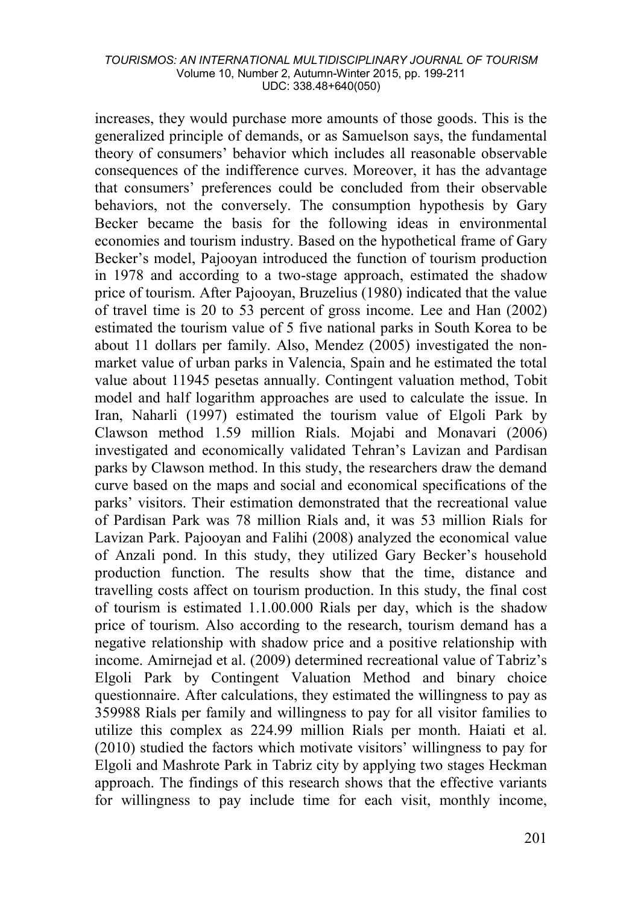increases, they would purchase more amounts of those goods. This is the generalized principle of demands, or as Samuelson says, the fundamental theory of consumers' behavior which includes all reasonable observable consequences of the indifference curves. Moreover, it has the advantage that consumers' preferences could be concluded from their observable behaviors, not the conversely. The consumption hypothesis by Gary Becker became the basis for the following ideas in environmental economies and tourism industry. Based on the hypothetical frame of Gary Becker's model, Pajooyan introduced the function of tourism production in 1978 and according to a two-stage approach, estimated the shadow price of tourism. After Pajooyan, Bruzelius (1980) indicated that the value of travel time is 20 to 53 percent of gross income. Lee and Han (2002) estimated the tourism value of 5 five national parks in South Korea to be about 11 dollars per family. Also, Mendez (2005) investigated the non-market value of urban parks in Valencia, Spain and he estimated the total value about 11945 pesetas annually. Contingent valuation method, Tobit model and half logarithm approaches are used to calculate the issue. In Iran, Naharli (1997) estimated the tourism value of Elgoli Park by Clawson method 1.59 million Rials. Mojabi and Monavari (2006) investigated and economically validated Tehran's Lavizan and Pardisan parks by Clawson method. In this study, the researchers draw the demand curve based on the maps and social and economical specifications of the parks' visitors. Their estimation demonstrated that the recreational value of Pardisan Park was 78 million Rials and, it was 53 million Rials for Lavizan Park. Pajooyan and Falihi (2008) analyzed the economical value of Anzali pond. In this study, they utilized Gary Becker's household production function. The results show that the time, distance and travelling costs affect on tourism production. In this study, the final cost of tourism is estimated 1.1.00.000 Rials per day, which is the shadow price of tourism. Also according to the research, tourism demand has a negative relationship with shadow price and a positive relationship with income. Amirnejad et al. (2009) determined recreational value of Tabriz's Elgoli Park by Contingent Valuation Method and binary choice questionnaire. After calculations, they estimated the willingness to pay as 359988 Rials per family and willingness to pay for all visitor families to utilize this complex as 224.99 million Rials per month. Haiati et al. (2010) studied the factors which motivate visitors' willingness to pay for Elgoli and Mashrote Park in Tabriz city by applying two stages Heckman approach. The findings of this research shows that the effective variants for willingness to pay include time for each visit, monthly income,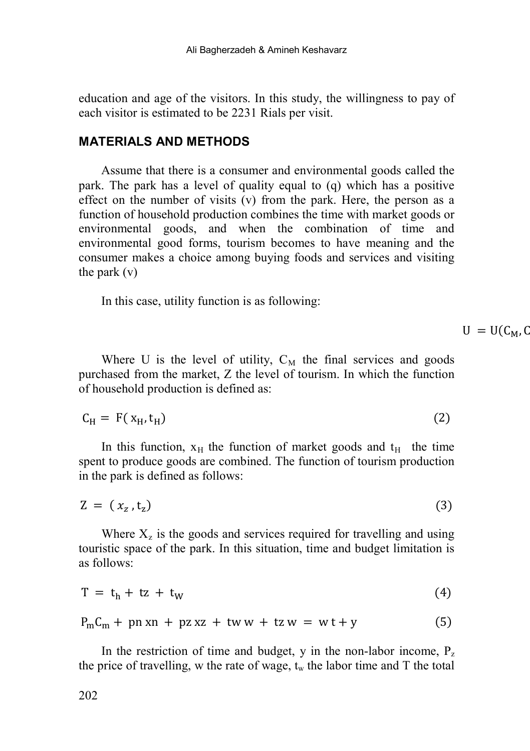education and age of the visitors. In this study, the willingness to pay of each visitor is estimated to be 2231 Rials per visit.

## MATERIALS AND METHODS

Assume that there is a consumer and environmental goods called the park. The park has a level of quality equal to (q) which has a positive effect on the number of visits (v) from the park. Here, the person as a function of household production combines the time with market goods or environmental goods, and when the combination of time and environmental good forms, tourism becomes to have meaning and the consumer makes a choice among buying foods and services and visiting the park (v)

In this case, utility function is as following:

$$U = U(C_M, C$$

Where U is the level of utility, $C_M$ the final services and goods purchased from the market, Z the level of tourism. In which the function of household production is defined as:

$$C_H = F(x_H, t_H) \tag{2}$$

In this function, $x_H$ the function of market goods and $t_H$ the time spent to produce goods are combined. The function of tourism production in the park is defined as follows:

$$Z = (x_z, t_z) \tag{3}$$

Where $X_z$ is the goods and services required for travelling and using touristic space of the park. In this situation, time and budget limitation is as follows:

$$T = t_h + tz + t_W \tag{4}$$

$$P_m C_m + pn\, xn + pz\, xz + tw\, w + tz\, w = w\, t + y \tag{5}$$

In the restriction of time and budget, y in the non-labor income, $P_z$ the price of travelling, w the rate of wage, $t_w$ the labor time and T the total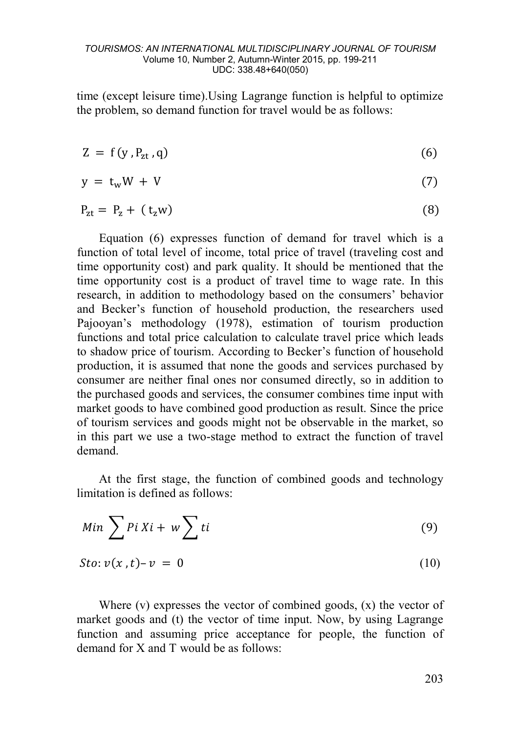time (except leisure time).Using Lagrange function is helpful to optimize the problem, so demand function for travel would be as follows:

$$Z = f(y, P_{zt}, q) \tag{6}$$

$$y = t_w W + V \tag{7}$$

$$P_{zt} = P_z + (t_z w) \tag{8}$$

Equation (6) expresses function of demand for travel which is a function of total level of income, total price of travel (traveling cost and time opportunity cost) and park quality. It should be mentioned that the time opportunity cost is a product of travel time to wage rate. In this research, in addition to methodology based on the consumers' behavior and Becker's function of household production, the researchers used Pajooyan's methodology (1978), estimation of tourism production functions and total price calculation to calculate travel price which leads to shadow price of tourism. According to Becker's function of household production, it is assumed that none the goods and services purchased by consumer are neither final ones nor consumed directly, so in addition to the purchased goods and services, the consumer combines time input with market goods to have combined good production as result. Since the price of tourism services and goods might not be observable in the market, so in this part we use a two-stage method to extract the function of travel demand.

At the first stage, the function of combined goods and technology limitation is defined as follows:

$$Min \sum Pi\, Xi + w \sum ti \tag{9}$$

$$Sto: v(x, t) - v = 0 \tag{10}$$

Where (v) expresses the vector of combined goods, (x) the vector of market goods and (t) the vector of time input. Now, by using Lagrange function and assuming price acceptance for people, the function of demand for X and T would be as follows: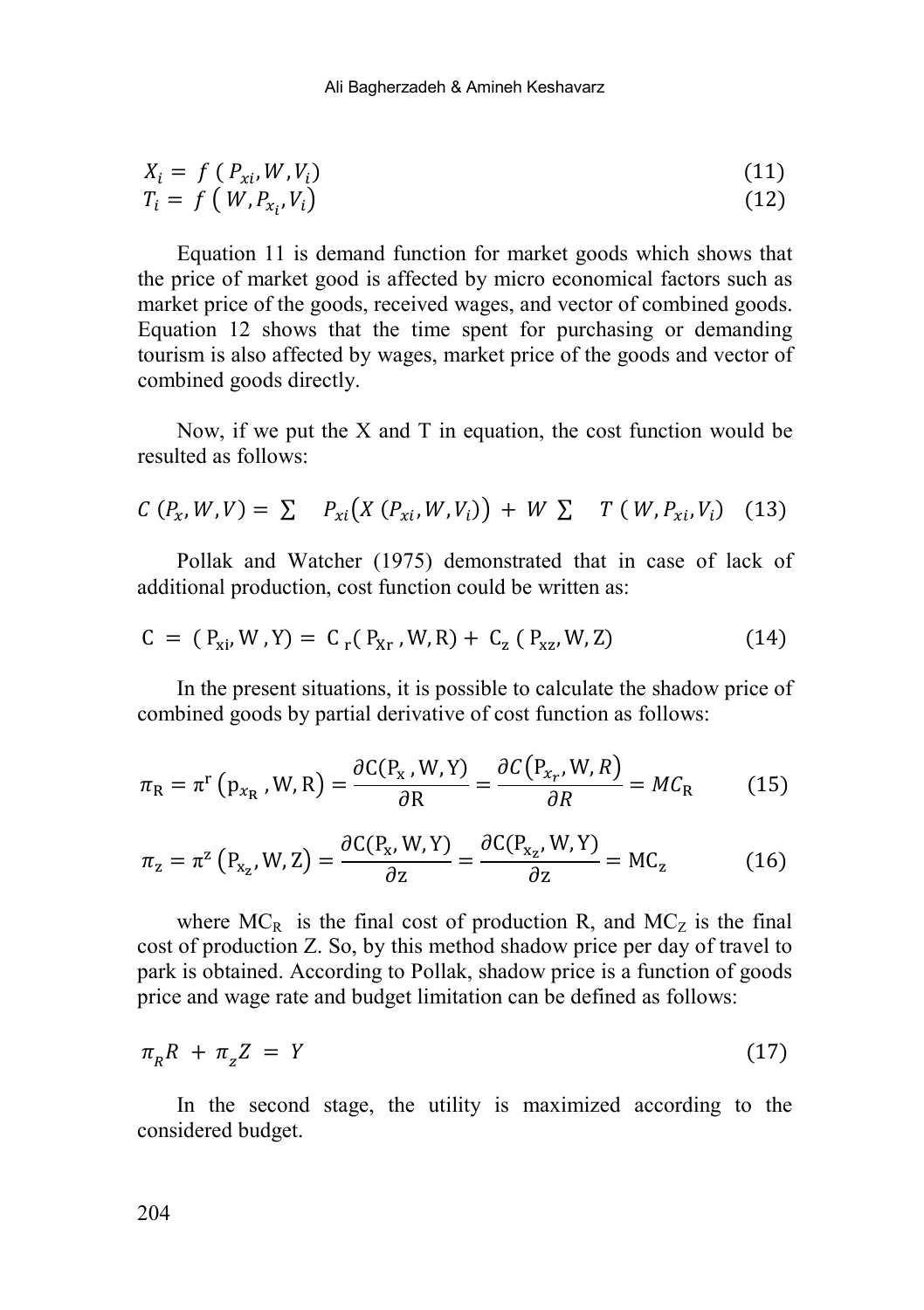$$X_i = f\,(P_{xi}, W, V_i) \tag{11}$$
$$T_i = f\,(W, P_{x_i}, V_i) \tag{12}$$

Equation 11 is demand function for market goods which shows that the price of market good is affected by micro economical factors such as market price of the goods, received wages, and vector of combined goods. Equation 12 shows that the time spent for purchasing or demanding tourism is also affected by wages, market price of the goods and vector of combined goods directly.

Now, if we put the X and T in equation, the cost function would be resulted as follows:

$$C\,(P_x, W, V) = \sum \quad P_{xi}\big(X\,(P_{xi}, W, V_i)\big) + W \sum \quad T\,(W, P_{xi}, V_i) \tag{13}$$

Pollak and Watcher (1975) demonstrated that in case of lack of additional production, cost function could be written as:

$$\mathrm{C} = (\mathrm{P_{xi}}, \mathrm{W}, \mathrm{Y}) = \mathrm{C}_{\mathrm{r}}(\mathrm{P_{Xr}}, \mathrm{W}, \mathrm{R}) + \mathrm{C_z}\,(\mathrm{P_{xz}}, \mathrm{W}, \mathrm{Z}) \tag{14}$$

In the present situations, it is possible to calculate the shadow price of combined goods by partial derivative of cost function as follows:

$$\pi_{\mathrm{R}} = \pi^{\mathrm{r}}\left(\mathrm{p}_{x_{\mathrm{R}}}, \mathrm{W}, \mathrm{R}\right) = \frac{\partial \mathrm{C}(\mathrm{P_x}, \mathrm{W}, \mathrm{Y})}{\partial \mathrm{R}} = \frac{\partial C\left(\mathrm{P}_{x_r}, \mathrm{W}, R\right)}{\partial R} = MC_{\mathrm{R}} \tag{15}$$

$$\pi_{\mathrm{z}} = \pi^{\mathrm{z}}\left(\mathrm{P_{x_z}}, \mathrm{W}, \mathrm{Z}\right) = \frac{\partial \mathrm{C}(\mathrm{P_x}, \mathrm{W}, \mathrm{Y})}{\partial \mathrm{z}} = \frac{\partial \mathrm{C}(\mathrm{P_{x_z}}, \mathrm{W}, \mathrm{Y})}{\partial \mathrm{z}} = \mathrm{MC_z} \tag{16}$$

where $MC_R$ is the final cost of production R, and $MC_Z$ is the final cost of production Z. So, by this method shadow price per day of travel to park is obtained. According to Pollak, shadow price is a function of goods price and wage rate and budget limitation can be defined as follows:

$$\pi_R R + \pi_z Z = Y \tag{17}$$

In the second stage, the utility is maximized according to the considered budget.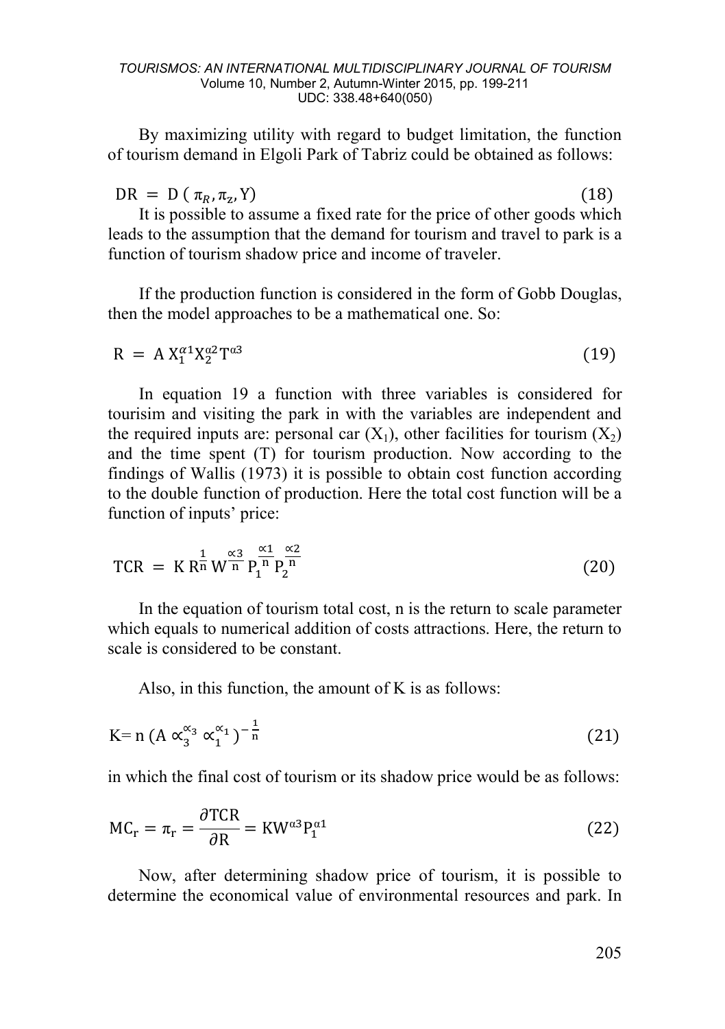By maximizing utility with regard to budget limitation, the function of tourism demand in Elgoli Park of Tabriz could be obtained as follows:

$$\mathrm{DR} = \mathrm{D}\left(\pi_R, \pi_z, \mathrm{Y}\right) \quad (18)$$

It is possible to assume a fixed rate for the price of other goods which leads to the assumption that the demand for tourism and travel to park is a function of tourism shadow price and income of traveler.

If the production function is considered in the form of Gobb Douglas, then the model approaches to be a mathematical one. So:

$$\mathrm{R} = \mathrm{A}\,\mathrm{X}_1^{\alpha 1}\mathrm{X}_2^{\alpha 2}\mathrm{T}^{\alpha 3} \quad (19)$$

In equation 19 a function with three variables is considered for tourisim and visiting the park in with the variables are independent and the required inputs are: personal car ($X_1$), other facilities for tourism ($X_2$) and the time spent (T) for tourism production. Now according to the findings of Wallis (1973) it is possible to obtain cost function according to the double function of production. Here the total cost function will be a function of inputs' price:

$$\mathrm{TCR} = \mathrm{K}\,\mathrm{R}^{\frac{1}{n}}\,\mathrm{W}^{\frac{\propto 3}{n}}\,\mathrm{P}_1^{\frac{\propto 1}{n}}\,\mathrm{P}_2^{\frac{\propto 2}{n}} \quad (20)$$

In the equation of tourism total cost, n is the return to scale parameter which equals to numerical addition of costs attractions. Here, the return to scale is considered to be constant.

Also, in this function, the amount of K is as follows:

$$\mathrm{K} = \mathrm{n}\left(\mathrm{A} \propto_3^{\propto_3} \propto_1^{\propto_1}\right)^{-\frac{1}{n}} \quad (21)$$

in which the final cost of tourism or its shadow price would be as follows:

$$\mathrm{MC_r} = \pi_\mathrm{r} = \frac{\partial \mathrm{TCR}}{\partial \mathrm{R}} = \mathrm{K}\mathrm{W}^{\alpha 3}\mathrm{P}_1^{\alpha 1} \quad (22)$$

Now, after determining shadow price of tourism, it is possible to determine the economical value of environmental resources and park. In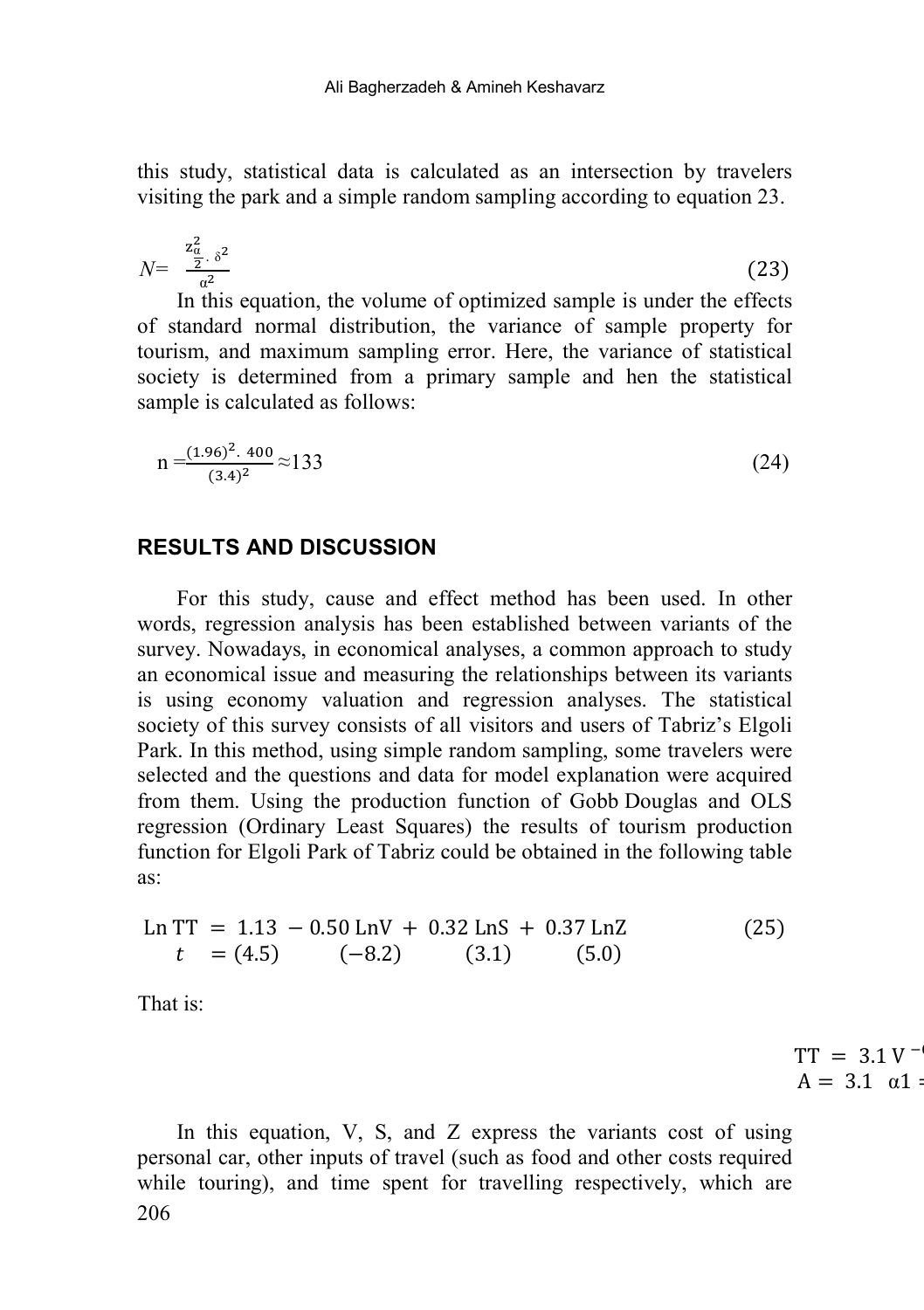this study, statistical data is calculated as an intersection by travelers visiting the park and a simple random sampling according to equation 23.

$$N= \frac{z_{\frac{\alpha}{2}}^{2} \cdot \delta^{2}}{\alpha^{2}} \tag{23}$$

In this equation, the volume of optimized sample is under the effects of standard normal distribution, the variance of sample property for tourism, and maximum sampling error. Here, the variance of statistical society is determined from a primary sample and hen the statistical sample is calculated as follows:

$$n = \frac{(1.96)^{2} \cdot 400}{(3.4)^{2}} \approx 133 \tag{24}$$

## RESULTS AND DISCUSSION

For this study, cause and effect method has been used. In other words, regression analysis has been established between variants of the survey. Nowadays, in economical analyses, a common approach to study an economical issue and measuring the relationships between its variants is using economy valuation and regression analyses. The statistical society of this survey consists of all visitors and users of Tabriz's Elgoli Park. In this method, using simple random sampling, some travelers were selected and the questions and data for model explanation were acquired from them. Using the production function of Gobb Douglas and OLS regression (Ordinary Least Squares) the results of tourism production function for Elgoli Park of Tabriz could be obtained in the following table as:

$$\begin{aligned} \text{Ln TT} &= 1.13 \; - 0.50 \, \text{LnV} \; + \; 0.32 \, \text{LnS} \; + \; 0.37 \, \text{LnZ} \\ t &= (4.5) \qquad (-8.2) \qquad (3.1) \qquad (5.0) \end{aligned} \tag{25}$$

That is:

$$\text{TT} = 3.1 \, \text{V}^{-}$$
$$\text{A} = 3.1 \quad \alpha 1 =$$

In this equation, V, S, and Z express the variants cost of using personal car, other inputs of travel (such as food and other costs required while touring), and time spent for travelling respectively, which are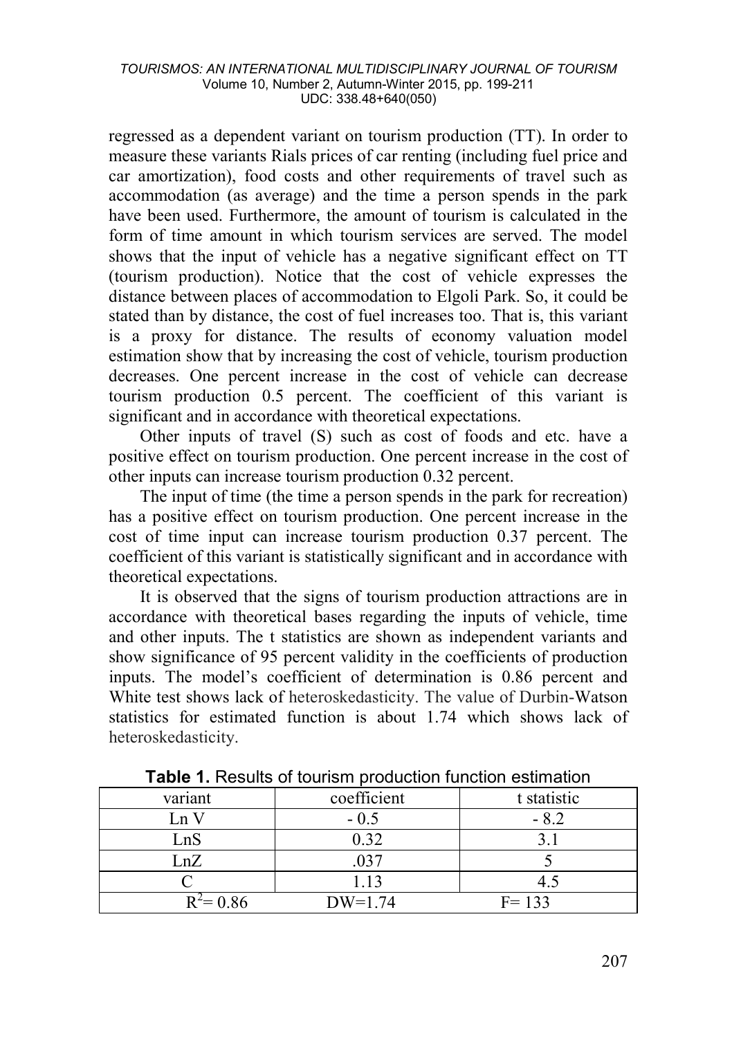regressed as a dependent variant on tourism production (TT). In order to measure these variants Rials prices of car renting (including fuel price and car amortization), food costs and other requirements of travel such as accommodation (as average) and the time a person spends in the park have been used. Furthermore, the amount of tourism is calculated in the form of time amount in which tourism services are served. The model shows that the input of vehicle has a negative significant effect on TT (tourism production). Notice that the cost of vehicle expresses the distance between places of accommodation to Elgoli Park. So, it could be stated than by distance, the cost of fuel increases too. That is, this variant is a proxy for distance. The results of economy valuation model estimation show that by increasing the cost of vehicle, tourism production decreases. One percent increase in the cost of vehicle can decrease tourism production 0.5 percent. The coefficient of this variant is significant and in accordance with theoretical expectations.

Other inputs of travel (S) such as cost of foods and etc. have a positive effect on tourism production. One percent increase in the cost of other inputs can increase tourism production 0.32 percent.

The input of time (the time a person spends in the park for recreation) has a positive effect on tourism production. One percent increase in the cost of time input can increase tourism production 0.37 percent. The coefficient of this variant is statistically significant and in accordance with theoretical expectations.

It is observed that the signs of tourism production attractions are in accordance with theoretical bases regarding the inputs of vehicle, time and other inputs. The t statistics are shown as independent variants and show significance of 95 percent validity in the coefficients of production inputs. The model's coefficient of determination is 0.86 percent and White test shows lack of heteroskedasticity. The value of Durbin-Watson statistics for estimated function is about 1.74 which shows lack of heteroskedasticity.

**Table 1.** Results of tourism production function estimation

| variant | coefficient | t statistic |
|---|---|---|
| Ln V | - 0.5 | - 8.2 |
| LnS | 0.32 | 3.1 |
| LnZ | .037 | 5 |
| C | 1.13 | 4.5 |
| $R^2$= 0.86 | DW=1.74 | F= 133 |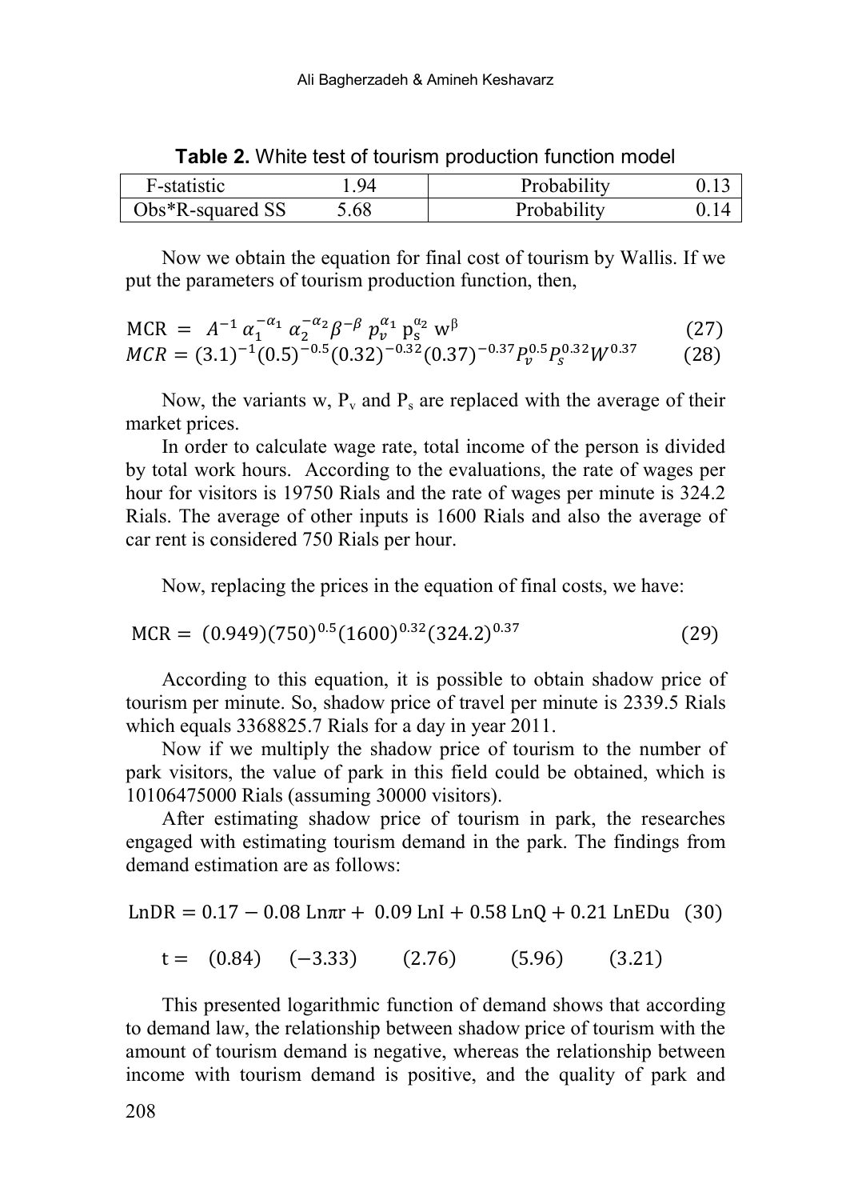**Table 2.** White test of tourism production function model

| F-statistic | 1.94 | Probability | 0.13 |
|---|---|---|---|
| Obs*R-squared SS | 5.68 | Probability | 0.14 |

Now we obtain the equation for final cost of tourism by Wallis. If we put the parameters of tourism production function, then,

$$\text{MCR} = A^{-1}\,\alpha_1^{-\alpha_1}\,\alpha_2^{-\alpha_2}\beta^{-\beta}\,p_v^{\alpha_1}\,\text{p}_\text{s}^{\alpha_2}\,\text{w}^{\beta} \tag{27}$$

$$MCR = (3.1)^{-1}(0.5)^{-0.5}(0.32)^{-0.32}(0.37)^{-0.37}P_v^{0.5}P_s^{0.32}W^{0.37} \tag{28}$$

Now, the variants w, $P_v$ and $P_s$ are replaced with the average of their market prices.

In order to calculate wage rate, total income of the person is divided by total work hours. According to the evaluations, the rate of wages per hour for visitors is 19750 Rials and the rate of wages per minute is 324.2 Rials. The average of other inputs is 1600 Rials and also the average of car rent is considered 750 Rials per hour.

Now, replacing the prices in the equation of final costs, we have:

$$\text{MCR} = (0.949)(750)^{0.5}(1600)^{0.32}(324.2)^{0.37} \tag{29}$$

According to this equation, it is possible to obtain shadow price of tourism per minute. So, shadow price of travel per minute is 2339.5 Rials which equals 3368825.7 Rials for a day in year 2011.

Now if we multiply the shadow price of tourism to the number of park visitors, the value of park in this field could be obtained, which is 10106475000 Rials (assuming 30000 visitors).

After estimating shadow price of tourism in park, the researches engaged with estimating tourism demand in the park. The findings from demand estimation are as follows:

$$\text{LnDR} = 0.17 - 0.08\ \text{Ln}\pi\text{r} + 0.09\ \text{LnI} + 0.58\ \text{LnQ} + 0.21\ \text{LnEDu} \tag{30}$$

$$\text{t} = \quad (0.84) \quad (-3.33) \qquad (2.76) \qquad (5.96) \qquad (3.21)$$

This presented logarithmic function of demand shows that according to demand law, the relationship between shadow price of tourism with the amount of tourism demand is negative, whereas the relationship between income with tourism demand is positive, and the quality of park and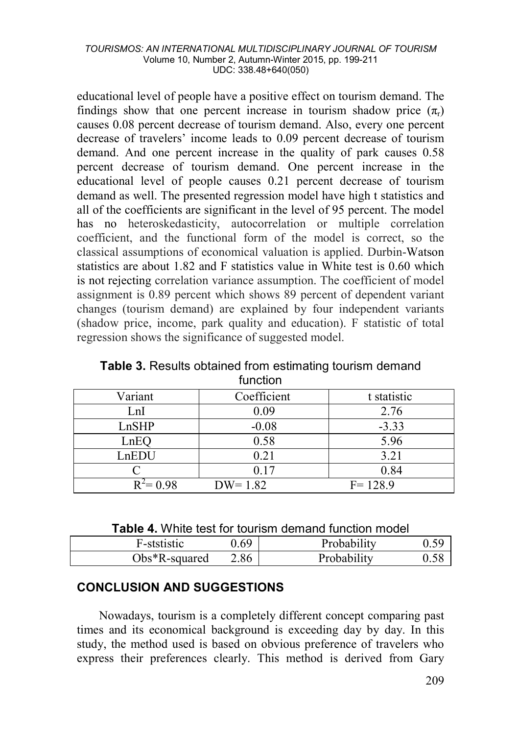educational level of people have a positive effect on tourism demand. The findings show that one percent increase in tourism shadow price ($\pi_r$) causes 0.08 percent decrease of tourism demand. Also, every one percent decrease of travelers' income leads to 0.09 percent decrease of tourism demand. And one percent increase in the quality of park causes 0.58 percent decrease of tourism demand. One percent increase in the educational level of people causes 0.21 percent decrease of tourism demand as well. The presented regression model have high t statistics and all of the coefficients are significant in the level of 95 percent. The model has no heteroskedasticity, autocorrelation or multiple correlation coefficient, and the functional form of the model is correct, so the classical assumptions of economical valuation is applied. Durbin-Watson statistics are about 1.82 and F statistics value in White test is 0.60 which is not rejecting correlation variance assumption. The coefficient of model assignment is 0.89 percent which shows 89 percent of dependent variant changes (tourism demand) are explained by four independent variants (shadow price, income, park quality and education). F statistic of total regression shows the significance of suggested model.

**Table 3.** Results obtained from estimating tourism demand function

| Variant | Coefficient | t statistic |
|---|---|---|
| LnI | 0.09 | 2.76 |
| LnSHP | -0.08 | -3.33 |
| LnEQ | 0.58 | 5.96 |
| LnEDU | 0.21 | 3.21 |
| C | 0.17 | 0.84 |
| $R^2$= 0.98 | DW= 1.82 | F= 128.9 |

**Table 4.** White test for tourism demand function model

| F-ststistic | 0.69 | Probability | 0.59 |
|---|---|---|---|
| Obs*R-squared | 2.86 | Probability | 0.58 |

## CONCLUSION AND SUGGESTIONS

Nowadays, tourism is a completely different concept comparing past times and its economical background is exceeding day by day. In this study, the method used is based on obvious preference of travelers who express their preferences clearly. This method is derived from Gary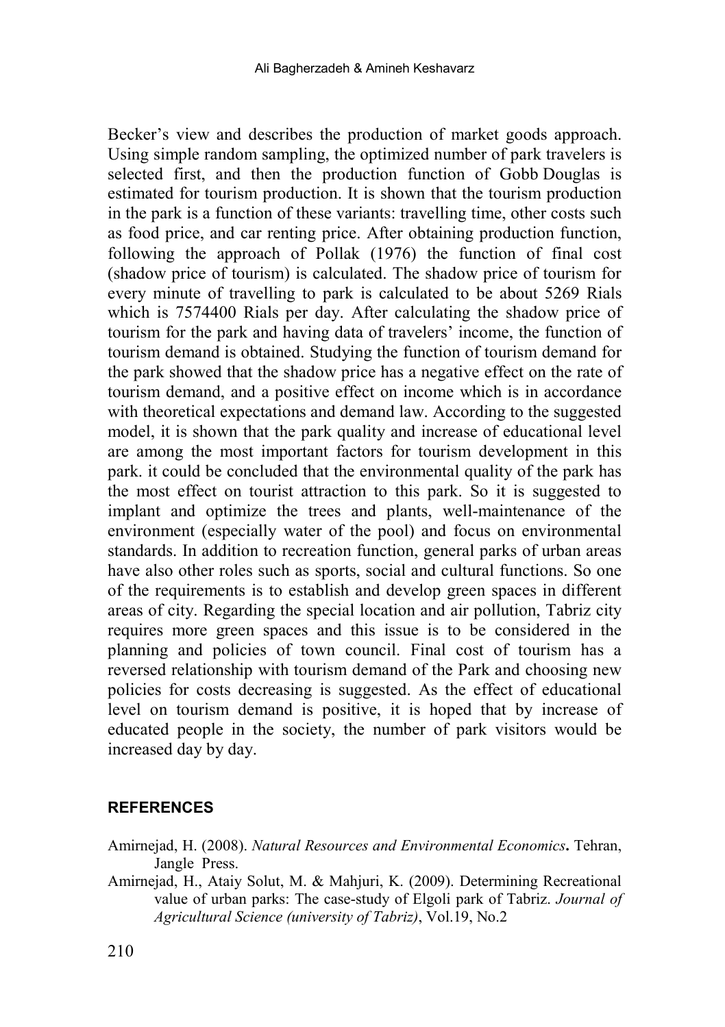Becker's view and describes the production of market goods approach. Using simple random sampling, the optimized number of park travelers is selected first, and then the production function of Gobb Douglas is estimated for tourism production. It is shown that the tourism production in the park is a function of these variants: travelling time, other costs such as food price, and car renting price. After obtaining production function, following the approach of Pollak (1976) the function of final cost (shadow price of tourism) is calculated. The shadow price of tourism for every minute of travelling to park is calculated to be about 5269 Rials which is 7574400 Rials per day. After calculating the shadow price of tourism for the park and having data of travelers' income, the function of tourism demand is obtained. Studying the function of tourism demand for the park showed that the shadow price has a negative effect on the rate of tourism demand, and a positive effect on income which is in accordance with theoretical expectations and demand law. According to the suggested model, it is shown that the park quality and increase of educational level are among the most important factors for tourism development in this park. it could be concluded that the environmental quality of the park has the most effect on tourist attraction to this park. So it is suggested to implant and optimize the trees and plants, well-maintenance of the environment (especially water of the pool) and focus on environmental standards. In addition to recreation function, general parks of urban areas have also other roles such as sports, social and cultural functions. So one of the requirements is to establish and develop green spaces in different areas of city. Regarding the special location and air pollution, Tabriz city requires more green spaces and this issue is to be considered in the planning and policies of town council. Final cost of tourism has a reversed relationship with tourism demand of the Park and choosing new policies for costs decreasing is suggested. As the effect of educational level on tourism demand is positive, it is hoped that by increase of educated people in the society, the number of park visitors would be increased day by day.

## REFERENCES

Amirnejad, H. (2008). *Natural Resources and Environmental Economics*. Tehran, Jangle Press.

Amirnejad, H., Ataiy Solut, M. & Mahjuri, K. (2009). Determining Recreational value of urban parks: The case-study of Elgoli park of Tabriz. *Journal of Agricultural Science (university of Tabriz)*, Vol.19, No.2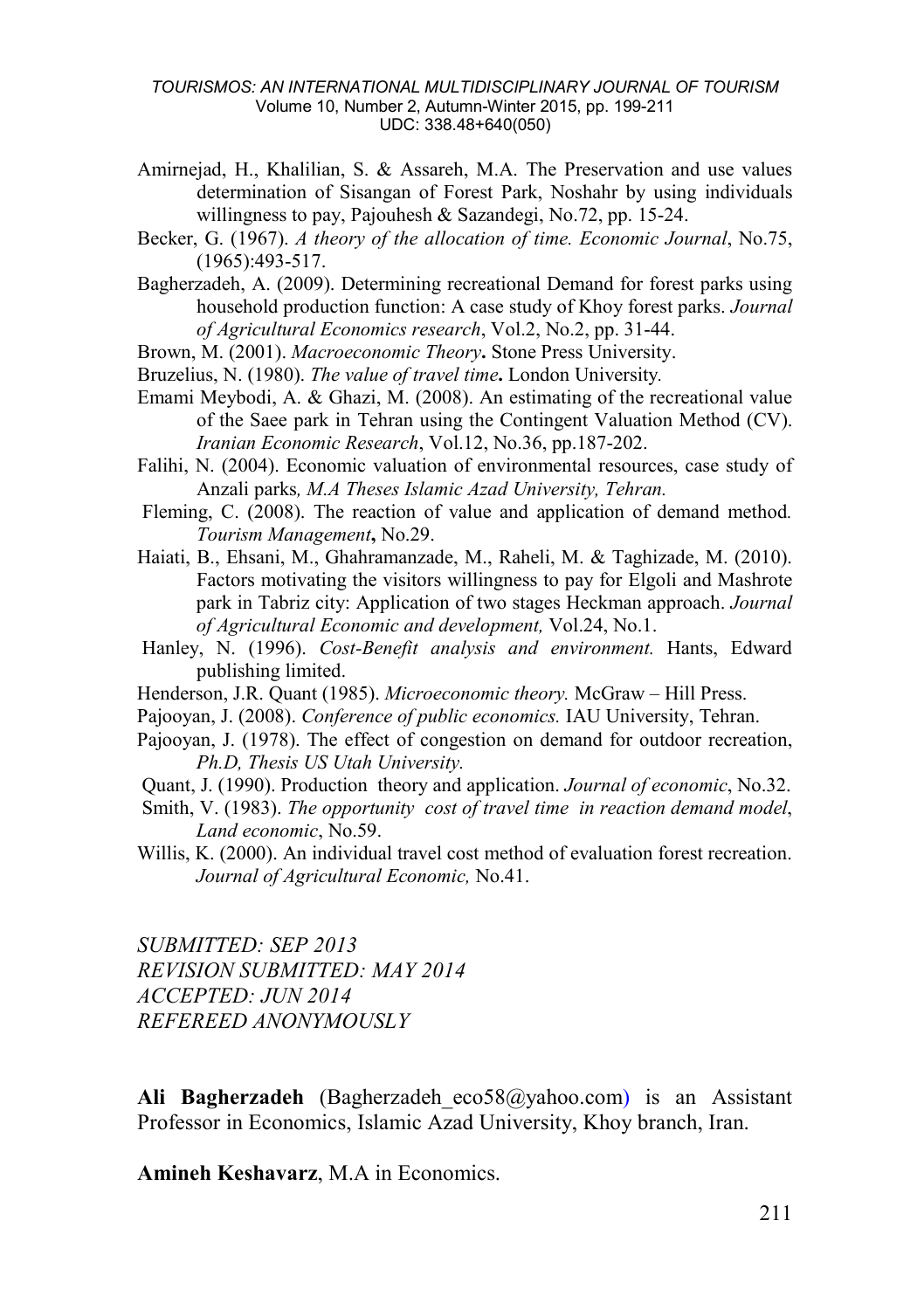Amirnejad, H., Khalilian, S. & Assareh, M.A. The Preservation and use values determination of Sisangan of Forest Park, Noshahr by using individuals willingness to pay, Pajouhesh & Sazandegi, No.72, pp. 15-24.

Becker, G. (1967). *A theory of the allocation of time. Economic Journal*, No.75, (1965):493-517.

Bagherzadeh, A. (2009). Determining recreational Demand for forest parks using household production function: A case study of Khoy forest parks. *Journal of Agricultural Economics research*, Vol.2, No.2, pp. 31-44.

Brown, M. (2001). *Macroeconomic Theory***.** Stone Press University.

Bruzelius, N. (1980). *The value of travel time***.** London University.

Emami Meybodi, A. & Ghazi, M. (2008). An estimating of the recreational value of the Saee park in Tehran using the Contingent Valuation Method (CV). *Iranian Economic Research*, Vol.12, No.36, pp.187-202.

Falihi, N. (2004). Economic valuation of environmental resources, case study of Anzali parks*, M.A Theses Islamic Azad University, Tehran.*

Fleming, C. (2008). The reaction of value and application of demand method*. Tourism Management***,** No.29.

Haiati, B., Ehsani, M., Ghahramanzade, M., Raheli, M. & Taghizade, M. (2010). Factors motivating the visitors willingness to pay for Elgoli and Mashrote park in Tabriz city: Application of two stages Heckman approach. *Journal of Agricultural Economic and development,* Vol.24, No.1.

Hanley, N. (1996). *Cost-Benefit analysis and environment.* Hants, Edward publishing limited.

Henderson, J.R. Quant (1985). *Microeconomic theory.* McGraw – Hill Press.

Pajooyan, J. (2008). *Conference of public economics.* IAU University, Tehran.

Pajooyan, J. (1978). The effect of congestion on demand for outdoor recreation, *Ph.D, Thesis US Utah University.*

Quant, J. (1990). Production theory and application. *Journal of economic*, No.32.

Smith, V. (1983). *The opportunity cost of travel time in reaction demand model*, *Land economic*, No.59.

Willis, K. (2000). An individual travel cost method of evaluation forest recreation. *Journal of Agricultural Economic,* No.41.

*SUBMITTED: SEP 2013*
*REVISION SUBMITTED: MAY 2014*
*ACCEPTED: JUN 2014*
*REFEREED ANONYMOUSLY*

**Ali Bagherzadeh** (Bagherzadeh_eco58@yahoo.com) is an Assistant Professor in Economics, Islamic Azad University, Khoy branch, Iran.

**Amineh Keshavarz**, M.A in Economics.